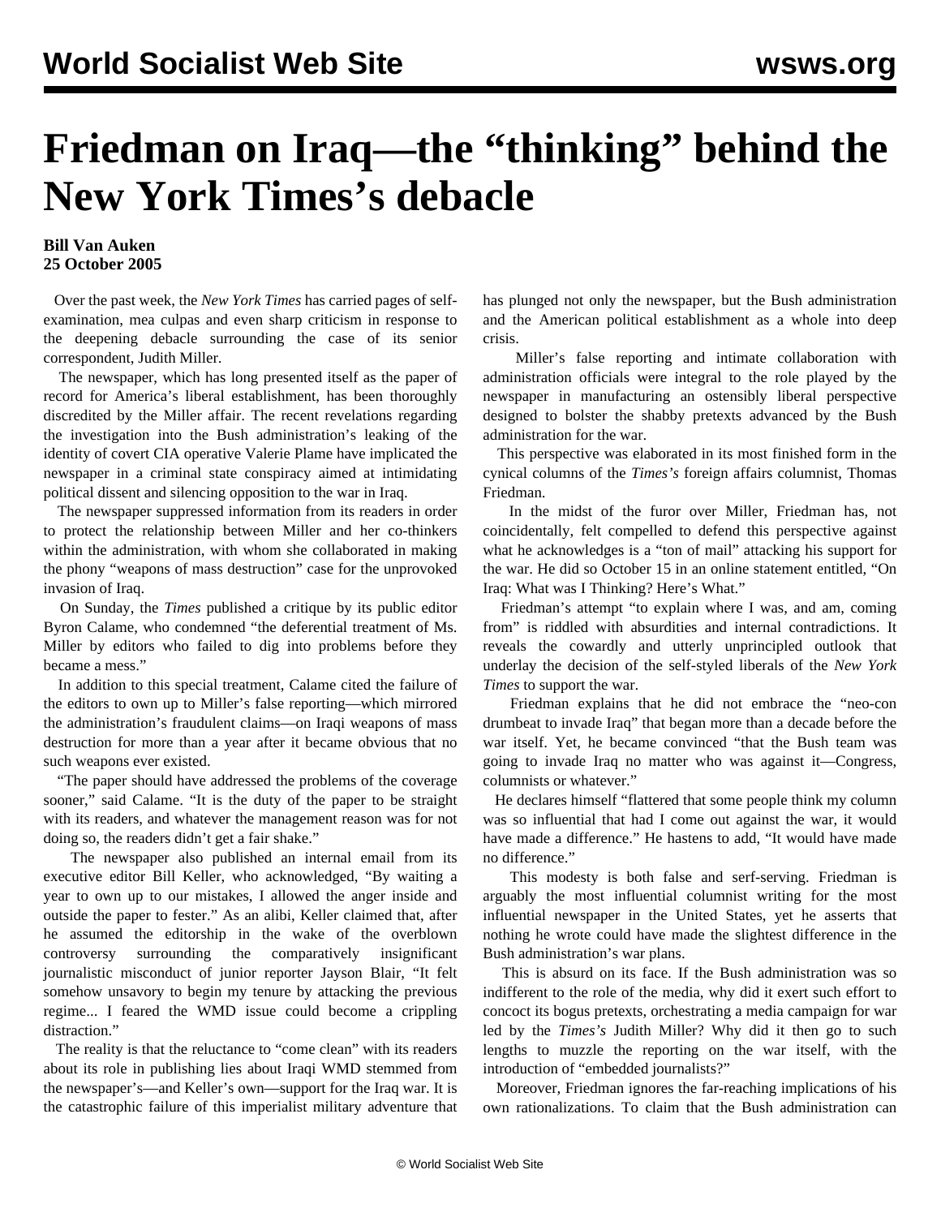# Friedman on Iraq—the "thinking" behind the New York Times's debacle

**Bill Van Auken**
**25 October 2005**

Over the past week, the *New York Times* has carried pages of self-examination, mea culpas and even sharp criticism in response to the deepening debacle surrounding the case of its senior correspondent, Judith Miller.

The newspaper, which has long presented itself as the paper of record for America's liberal establishment, has been thoroughly discredited by the Miller affair. The recent revelations regarding the investigation into the Bush administration's leaking of the identity of covert CIA operative Valerie Plame have implicated the newspaper in a criminal state conspiracy aimed at intimidating political dissent and silencing opposition to the war in Iraq.

The newspaper suppressed information from its readers in order to protect the relationship between Miller and her co-thinkers within the administration, with whom she collaborated in making the phony "weapons of mass destruction" case for the unprovoked invasion of Iraq.

On Sunday, the *Times* published a critique by its public editor Byron Calame, who condemned "the deferential treatment of Ms. Miller by editors who failed to dig into problems before they became a mess."

In addition to this special treatment, Calame cited the failure of the editors to own up to Miller's false reporting—which mirrored the administration's fraudulent claims—on Iraqi weapons of mass destruction for more than a year after it became obvious that no such weapons ever existed.

"The paper should have addressed the problems of the coverage sooner," said Calame. "It is the duty of the paper to be straight with its readers, and whatever the management reason was for not doing so, the readers didn't get a fair shake."

The newspaper also published an internal email from its executive editor Bill Keller, who acknowledged, "By waiting a year to own up to our mistakes, I allowed the anger inside and outside the paper to fester." As an alibi, Keller claimed that, after he assumed the editorship in the wake of the overblown controversy surrounding the comparatively insignificant journalistic misconduct of junior reporter Jayson Blair, "It felt somehow unsavory to begin my tenure by attacking the previous regime... I feared the WMD issue could become a crippling distraction."

The reality is that the reluctance to "come clean" with its readers about its role in publishing lies about Iraqi WMD stemmed from the newspaper's—and Keller's own—support for the Iraq war. It is the catastrophic failure of this imperialist military adventure that has plunged not only the newspaper, but the Bush administration and the American political establishment as a whole into deep crisis.

Miller's false reporting and intimate collaboration with administration officials were integral to the role played by the newspaper in manufacturing an ostensibly liberal perspective designed to bolster the shabby pretexts advanced by the Bush administration for the war.

This perspective was elaborated in its most finished form in the cynical columns of the *Times's* foreign affairs columnist, Thomas Friedman.

In the midst of the furor over Miller, Friedman has, not coincidentally, felt compelled to defend this perspective against what he acknowledges is a "ton of mail" attacking his support for the war. He did so October 15 in an online statement entitled, "On Iraq: What was I Thinking? Here's What."

Friedman's attempt "to explain where I was, and am, coming from" is riddled with absurdities and internal contradictions. It reveals the cowardly and utterly unprincipled outlook that underlay the decision of the self-styled liberals of the *New York Times* to support the war.

Friedman explains that he did not embrace the "neo-con drumbeat to invade Iraq" that began more than a decade before the war itself. Yet, he became convinced "that the Bush team was going to invade Iraq no matter who was against it—Congress, columnists or whatever."

He declares himself "flattered that some people think my column was so influential that had I come out against the war, it would have made a difference." He hastens to add, "It would have made no difference."

This modesty is both false and serf-serving. Friedman is arguably the most influential columnist writing for the most influential newspaper in the United States, yet he asserts that nothing he wrote could have made the slightest difference in the Bush administration's war plans.

This is absurd on its face. If the Bush administration was so indifferent to the role of the media, why did it exert such effort to concoct its bogus pretexts, orchestrating a media campaign for war led by the *Times's* Judith Miller? Why did it then go to such lengths to muzzle the reporting on the war itself, with the introduction of "embedded journalists?"

Moreover, Friedman ignores the far-reaching implications of his own rationalizations. To claim that the Bush administration can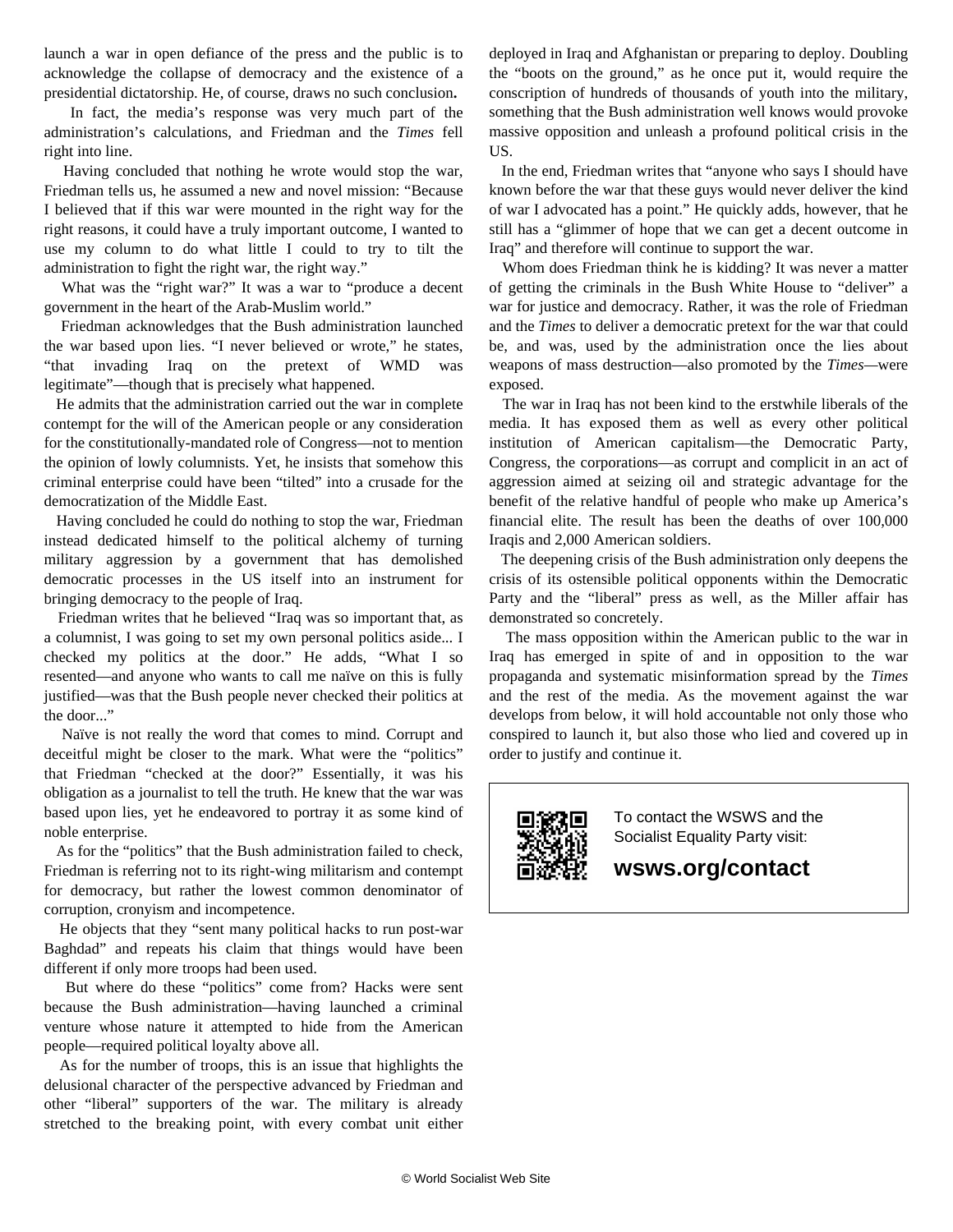launch a war in open defiance of the press and the public is to acknowledge the collapse of democracy and the existence of a presidential dictatorship. He, of course, draws no such conclusion**.**

In fact, the media's response was very much part of the administration's calculations, and Friedman and the *Times* fell right into line.

Having concluded that nothing he wrote would stop the war, Friedman tells us, he assumed a new and novel mission: "Because I believed that if this war were mounted in the right way for the right reasons, it could have a truly important outcome, I wanted to use my column to do what little I could to try to tilt the administration to fight the right war, the right way."

What was the "right war?" It was a war to "produce a decent government in the heart of the Arab-Muslim world."

Friedman acknowledges that the Bush administration launched the war based upon lies. "I never believed or wrote," he states, "that invading Iraq on the pretext of WMD was legitimate"—though that is precisely what happened.

He admits that the administration carried out the war in complete contempt for the will of the American people or any consideration for the constitutionally-mandated role of Congress—not to mention the opinion of lowly columnists. Yet, he insists that somehow this criminal enterprise could have been "tilted" into a crusade for the democratization of the Middle East.

Having concluded he could do nothing to stop the war, Friedman instead dedicated himself to the political alchemy of turning military aggression by a government that has demolished democratic processes in the US itself into an instrument for bringing democracy to the people of Iraq.

Friedman writes that he believed "Iraq was so important that, as a columnist, I was going to set my own personal politics aside... I checked my politics at the door." He adds, "What I so resented—and anyone who wants to call me naïve on this is fully justified—was that the Bush people never checked their politics at the door..."

Naïve is not really the word that comes to mind. Corrupt and deceitful might be closer to the mark. What were the "politics" that Friedman "checked at the door?" Essentially, it was his obligation as a journalist to tell the truth. He knew that the war was based upon lies, yet he endeavored to portray it as some kind of noble enterprise.

As for the "politics" that the Bush administration failed to check, Friedman is referring not to its right-wing militarism and contempt for democracy, but rather the lowest common denominator of corruption, cronyism and incompetence.

He objects that they "sent many political hacks to run post-war Baghdad" and repeats his claim that things would have been different if only more troops had been used.

But where do these "politics" come from? Hacks were sent because the Bush administration—having launched a criminal venture whose nature it attempted to hide from the American people—required political loyalty above all.

As for the number of troops, this is an issue that highlights the delusional character of the perspective advanced by Friedman and other "liberal" supporters of the war. The military is already stretched to the breaking point, with every combat unit either deployed in Iraq and Afghanistan or preparing to deploy. Doubling the "boots on the ground," as he once put it, would require the conscription of hundreds of thousands of youth into the military, something that the Bush administration well knows would provoke massive opposition and unleash a profound political crisis in the US.

In the end, Friedman writes that "anyone who says I should have known before the war that these guys would never deliver the kind of war I advocated has a point." He quickly adds, however, that he still has a "glimmer of hope that we can get a decent outcome in Iraq" and therefore will continue to support the war.

Whom does Friedman think he is kidding? It was never a matter of getting the criminals in the Bush White House to "deliver" a war for justice and democracy. Rather, it was the role of Friedman and the *Times* to deliver a democratic pretext for the war that could be, and was, used by the administration once the lies about weapons of mass destruction—also promoted by the *Times*—were exposed.

The war in Iraq has not been kind to the erstwhile liberals of the media. It has exposed them as well as every other political institution of American capitalism—the Democratic Party, Congress, the corporations—as corrupt and complicit in an act of aggression aimed at seizing oil and strategic advantage for the benefit of the relative handful of people who make up America's financial elite. The result has been the deaths of over 100,000 Iraqis and 2,000 American soldiers.

The deepening crisis of the Bush administration only deepens the crisis of its ostensible political opponents within the Democratic Party and the "liberal" press as well, as the Miller affair has demonstrated so concretely.

The mass opposition within the American public to the war in Iraq has emerged in spite of and in opposition to the war propaganda and systematic misinformation spread by the *Times* and the rest of the media. As the movement against the war develops from below, it will hold accountable not only those who conspired to launch it, but also those who lied and covered up in order to justify and continue it.

To contact the WSWS and the Socialist Equality Party visit:

**wsws.org/contact**